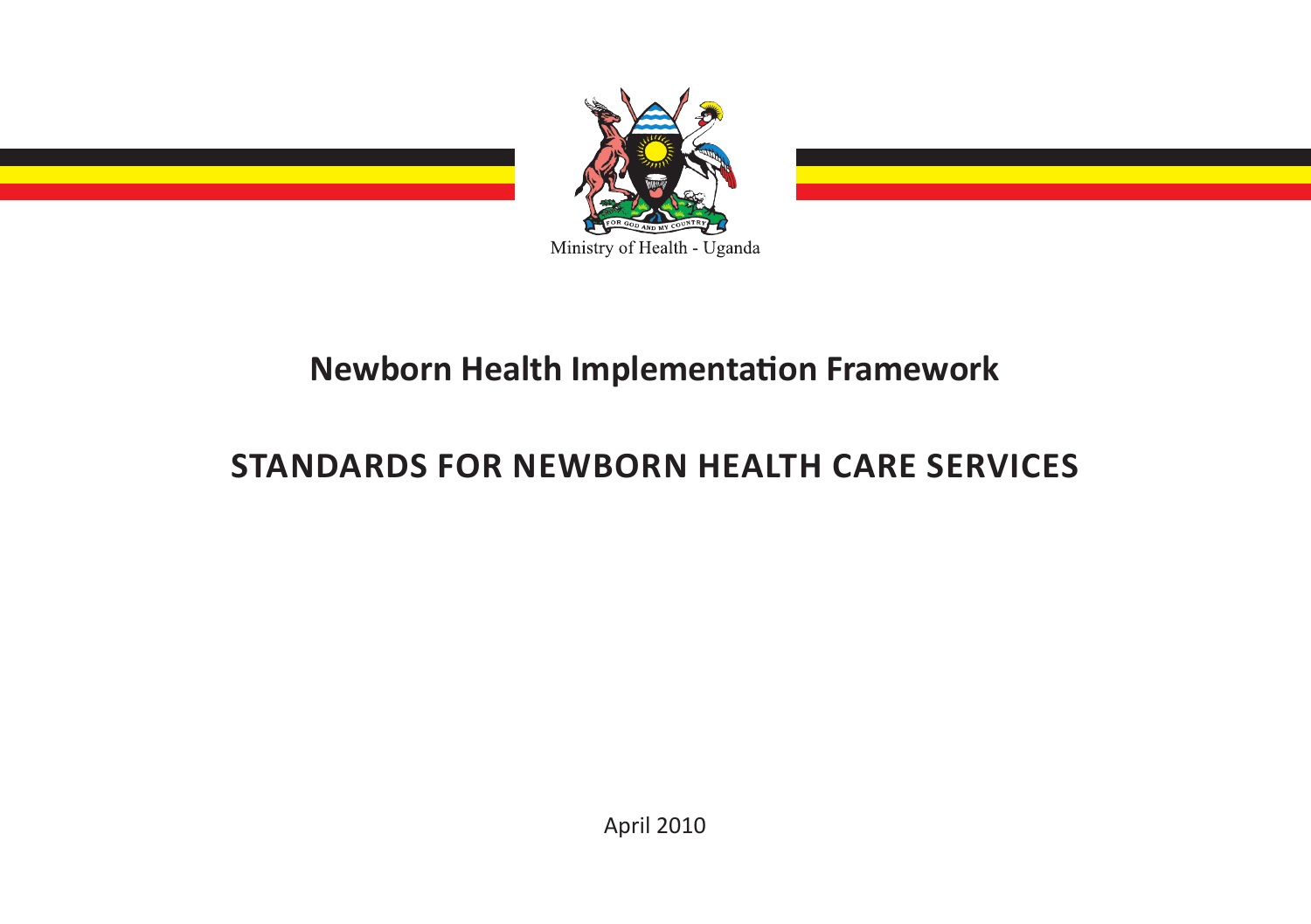FOR GOD AND MY COUNTRY

Ministry of Health - Uganda

# Newborn Health Implementation Framework

# STANDARDS FOR NEWBORN HEALTH CARE SERVICES

April 2010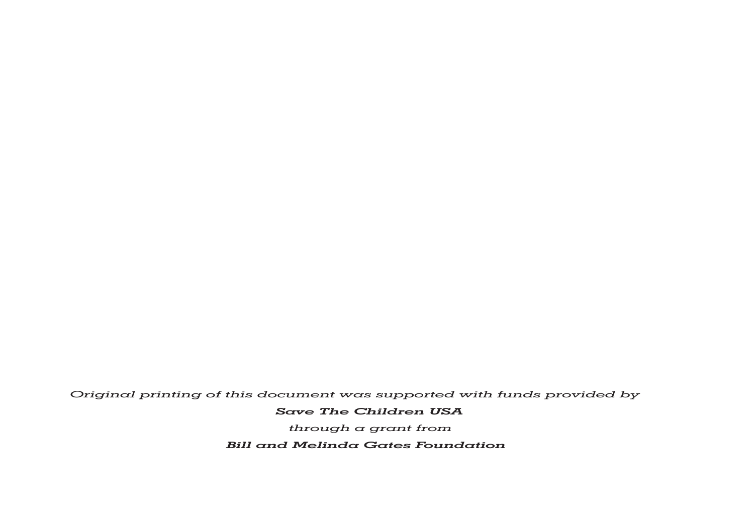*Original printing of this document was supported with funds provided by*

***Save The Children USA***

*through a grant from*

***Bill and Melinda Gates Foundation***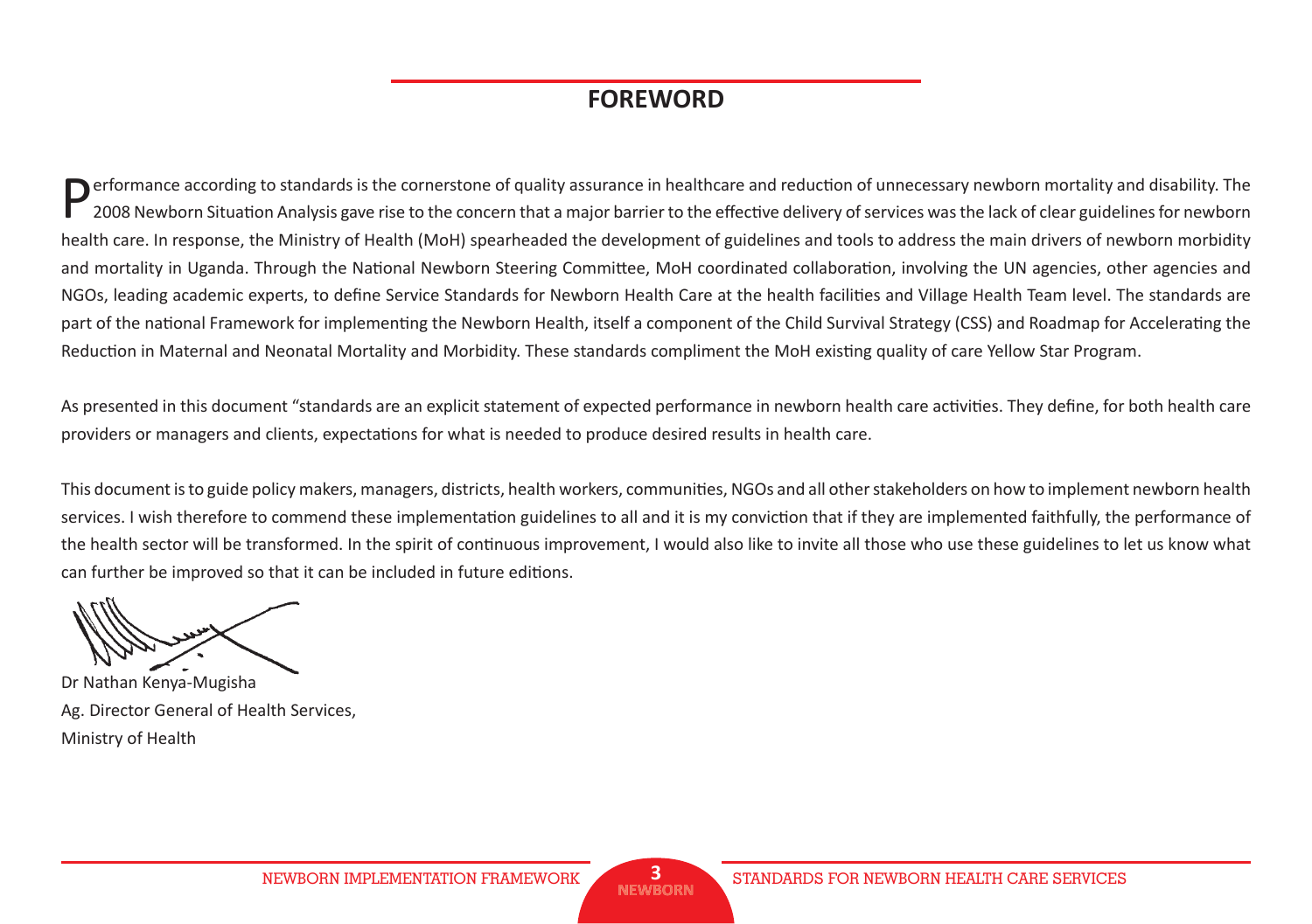## FOREWORD

Performance according to standards is the cornerstone of quality assurance in healthcare and reduction of unnecessary newborn mortality and disability. The 2008 Newborn Situation Analysis gave rise to the concern that a major barrier to the effective delivery of services was the lack of clear guidelines for newborn health care. In response, the Ministry of Health (MoH) spearheaded the development of guidelines and tools to address the main drivers of newborn morbidity and mortality in Uganda. Through the National Newborn Steering Committee, MoH coordinated collaboration, involving the UN agencies, other agencies and NGOs, leading academic experts, to define Service Standards for Newborn Health Care at the health facilities and Village Health Team level. The standards are part of the national Framework for implementing the Newborn Health, itself a component of the Child Survival Strategy (CSS) and Roadmap for Accelerating the Reduction in Maternal and Neonatal Mortality and Morbidity. These standards compliment the MoH existing quality of care Yellow Star Program.

As presented in this document "standards are an explicit statement of expected performance in newborn health care activities. They define, for both health care providers or managers and clients, expectations for what is needed to produce desired results in health care.

This document is to guide policy makers, managers, districts, health workers, communities, NGOs and all other stakeholders on how to implement newborn health services. I wish therefore to commend these implementation guidelines to all and it is my conviction that if they are implemented faithfully, the performance of the health sector will be transformed. In the spirit of continuous improvement, I would also like to invite all those who use these guidelines to let us know what can further be improved so that it can be included in future editions.

Dr Nathan Kenya-Mugisha
Ag. Director General of Health Services,
Ministry of Health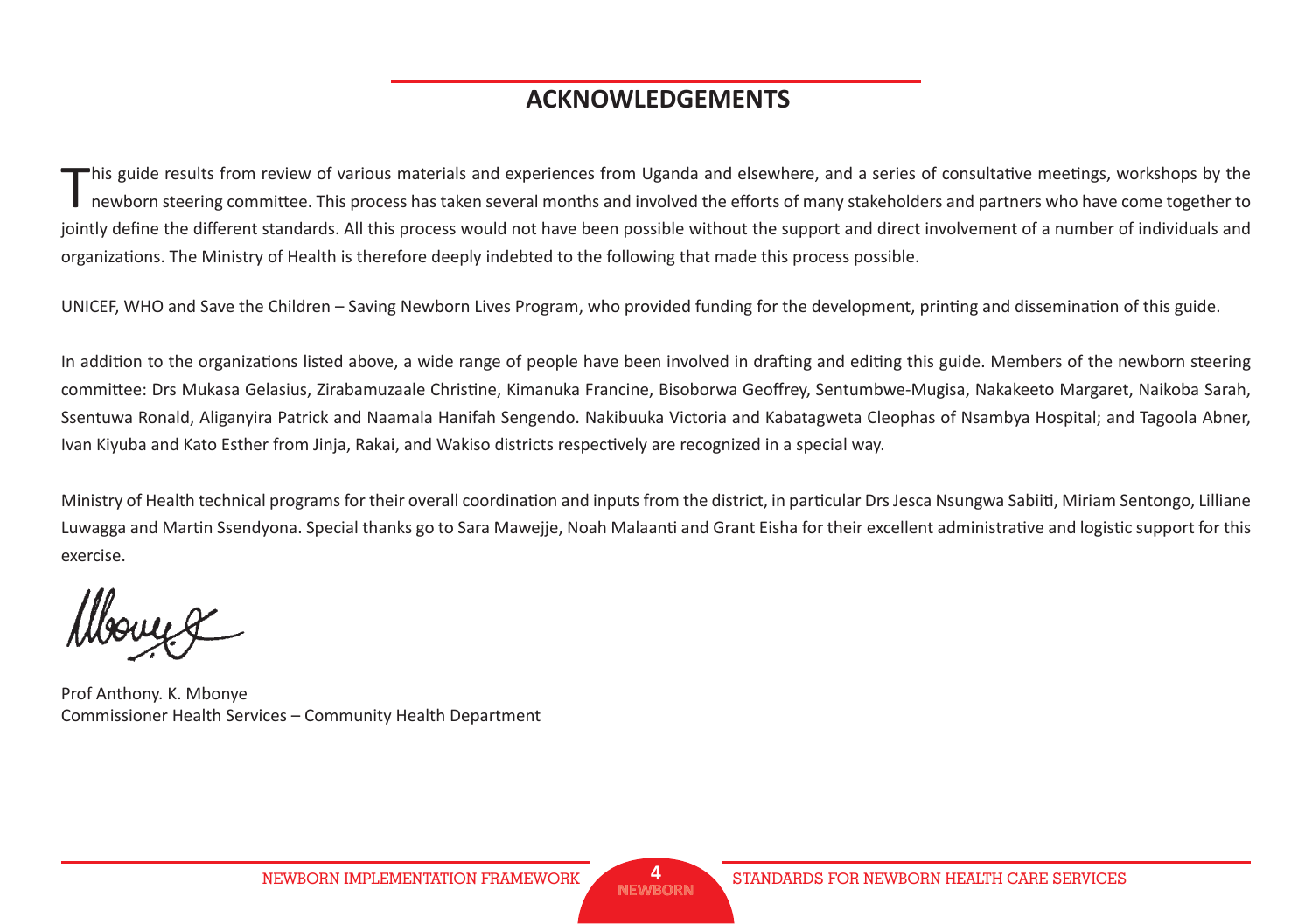## ACKNOWLEDGEMENTS

This guide results from review of various materials and experiences from Uganda and elsewhere, and a series of consultative meetings, workshops by the newborn steering committee. This process has taken several months and involved the efforts of many stakeholders and partners who have come together to jointly define the different standards. All this process would not have been possible without the support and direct involvement of a number of individuals and organizations. The Ministry of Health is therefore deeply indebted to the following that made this process possible.

UNICEF, WHO and Save the Children – Saving Newborn Lives Program, who provided funding for the development, printing and dissemination of this guide.

In addition to the organizations listed above, a wide range of people have been involved in drafting and editing this guide. Members of the newborn steering committee: Drs Mukasa Gelasius, Zirabamuzaale Christine, Kimanuka Francine, Bisoborwa Geoffrey, Sentumbwe-Mugisa, Nakakeeto Margaret, Naikoba Sarah, Ssentuwa Ronald, Aliganyira Patrick and Naamala Hanifah Sengendo. Nakibuuka Victoria and Kabatagweta Cleophas of Nsambya Hospital; and Tagoola Abner, Ivan Kiyuba and Kato Esther from Jinja, Rakai, and Wakiso districts respectively are recognized in a special way.

Ministry of Health technical programs for their overall coordination and inputs from the district, in particular Drs Jesca Nsungwa Sabiiti, Miriam Sentongo, Lilliane Luwagga and Martin Ssendyona. Special thanks go to Sara Mawejje, Noah Malaanti and Grant Eisha for their excellent administrative and logistic support for this exercise.

Prof Anthony. K. Mbonye
Commissioner Health Services – Community Health Department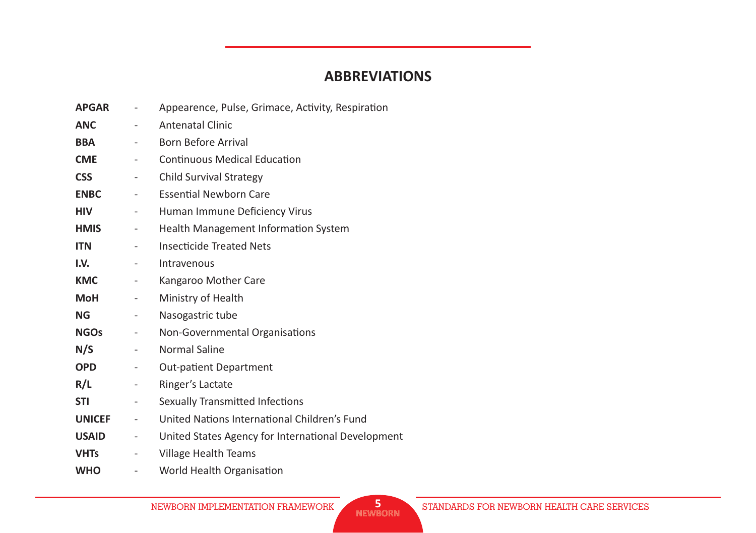## ABBREVIATIONS

| | | |
|---|---|---|
| **APGAR** | - | Appearence, Pulse, Grimace, Activity, Respiration |
| **ANC** | - | Antenatal Clinic |
| **BBA** | - | Born Before Arrival |
| **CME** | - | Continuous Medical Education |
| **CSS** | - | Child Survival Strategy |
| **ENBC** | - | Essential Newborn Care |
| **HIV** | - | Human Immune Deficiency Virus |
| **HMIS** | - | Health Management Information System |
| **ITN** | - | Insecticide Treated Nets |
| **I.V.** | - | Intravenous |
| **KMC** | - | Kangaroo Mother Care |
| **MoH** | - | Ministry of Health |
| **NG** | - | Nasogastric tube |
| **NGOs** | - | Non-Governmental Organisations |
| **N/S** | - | Normal Saline |
| **OPD** | - | Out-patient Department |
| **R/L** | - | Ringer's Lactate |
| **STI** | - | Sexually Transmitted Infections |
| **UNICEF** | - | United Nations International Children's Fund |
| **USAID** | - | United States Agency for International Development |
| **VHTs** | - | Village Health Teams |
| **WHO** | - | World Health Organisation |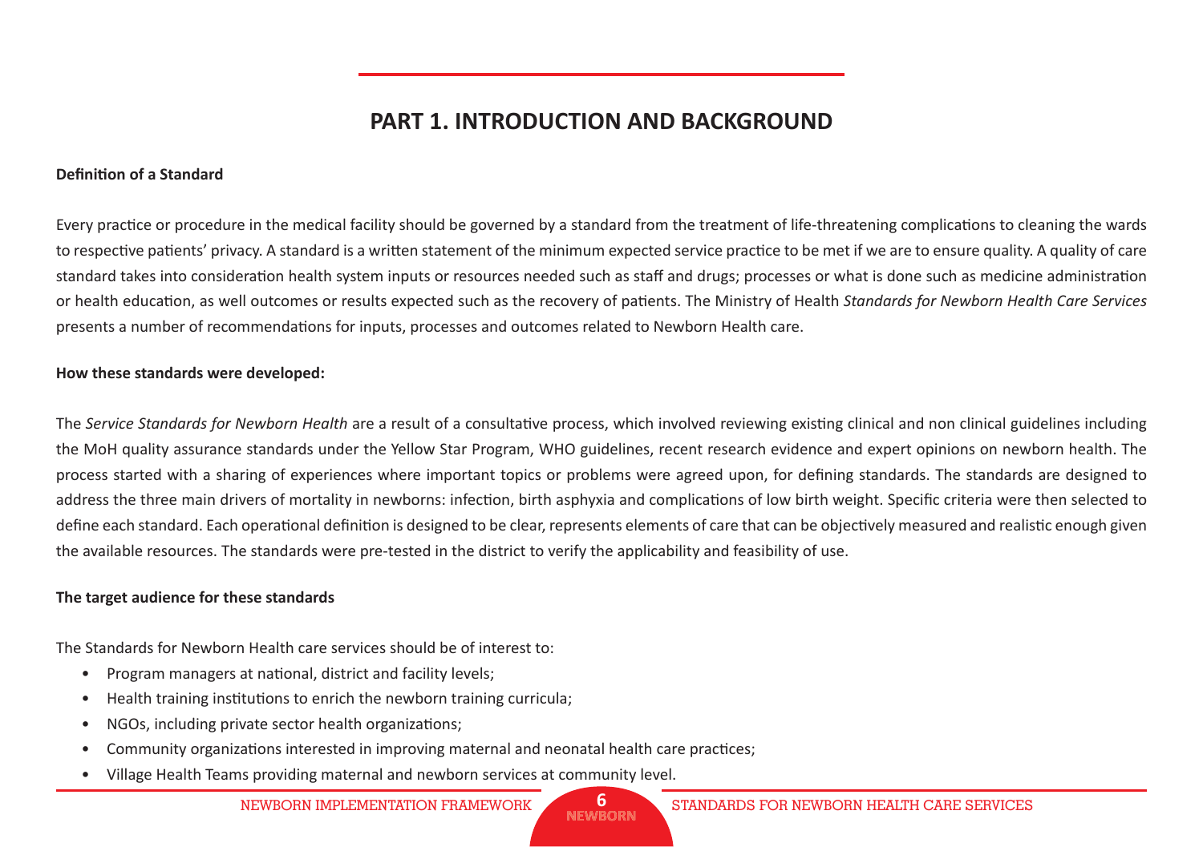# PART 1. INTRODUCTION AND BACKGROUND

**Definition of a Standard**

Every practice or procedure in the medical facility should be governed by a standard from the treatment of life-threatening complications to cleaning the wards to respective patients' privacy. A standard is a written statement of the minimum expected service practice to be met if we are to ensure quality. A quality of care standard takes into consideration health system inputs or resources needed such as staff and drugs; processes or what is done such as medicine administration or health education, as well outcomes or results expected such as the recovery of patients. The Ministry of Health *Standards for Newborn Health Care Services* presents a number of recommendations for inputs, processes and outcomes related to Newborn Health care.

**How these standards were developed:**

The *Service Standards for Newborn Health* are a result of a consultative process, which involved reviewing existing clinical and non clinical guidelines including the MoH quality assurance standards under the Yellow Star Program, WHO guidelines, recent research evidence and expert opinions on newborn health. The process started with a sharing of experiences where important topics or problems were agreed upon, for defining standards. The standards are designed to address the three main drivers of mortality in newborns: infection, birth asphyxia and complications of low birth weight. Specific criteria were then selected to define each standard. Each operational definition is designed to be clear, represents elements of care that can be objectively measured and realistic enough given the available resources. The standards were pre-tested in the district to verify the applicability and feasibility of use.

**The target audience for these standards**

The Standards for Newborn Health care services should be of interest to:

- Program managers at national, district and facility levels;
- Health training institutions to enrich the newborn training curricula;
- NGOs, including private sector health organizations;
- Community organizations interested in improving maternal and neonatal health care practices;
- Village Health Teams providing maternal and newborn services at community level.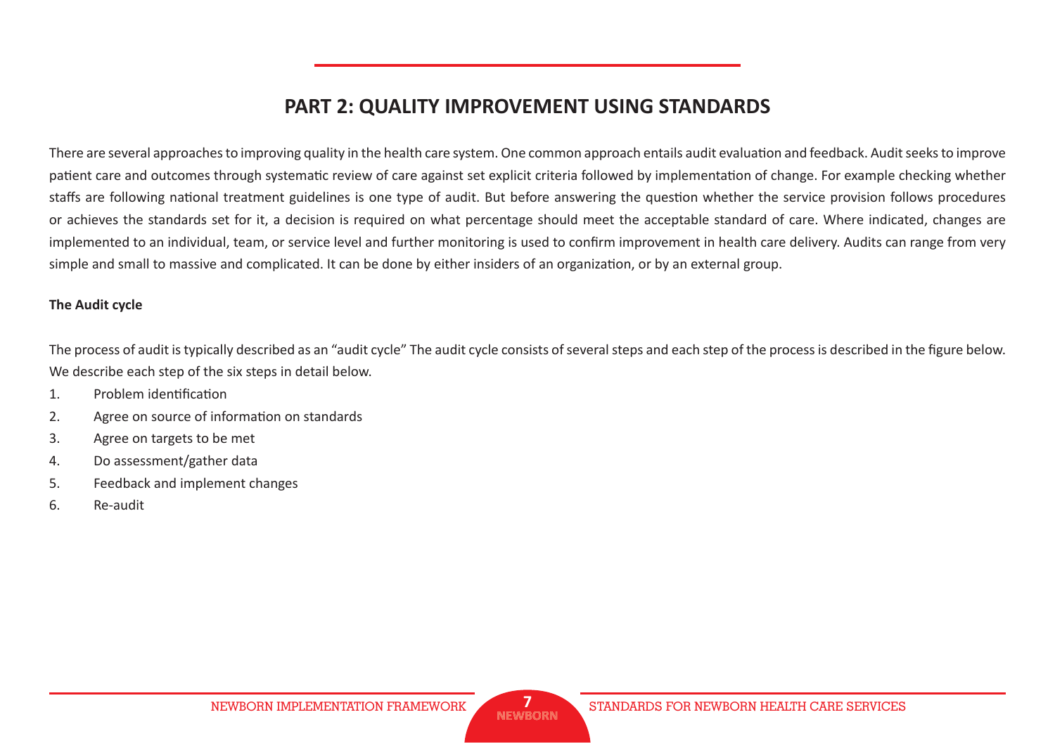## PART 2: QUALITY IMPROVEMENT USING STANDARDS

There are several approaches to improving quality in the health care system. One common approach entails audit evaluation and feedback. Audit seeks to improve patient care and outcomes through systematic review of care against set explicit criteria followed by implementation of change. For example checking whether staffs are following national treatment guidelines is one type of audit. But before answering the question whether the service provision follows procedures or achieves the standards set for it, a decision is required on what percentage should meet the acceptable standard of care. Where indicated, changes are implemented to an individual, team, or service level and further monitoring is used to confirm improvement in health care delivery. Audits can range from very simple and small to massive and complicated. It can be done by either insiders of an organization, or by an external group.

**The Audit cycle**

The process of audit is typically described as an "audit cycle" The audit cycle consists of several steps and each step of the process is described in the figure below. We describe each step of the six steps in detail below.

1. Problem identification
2. Agree on source of information on standards
3. Agree on targets to be met
4. Do assessment/gather data
5. Feedback and implement changes
6. Re-audit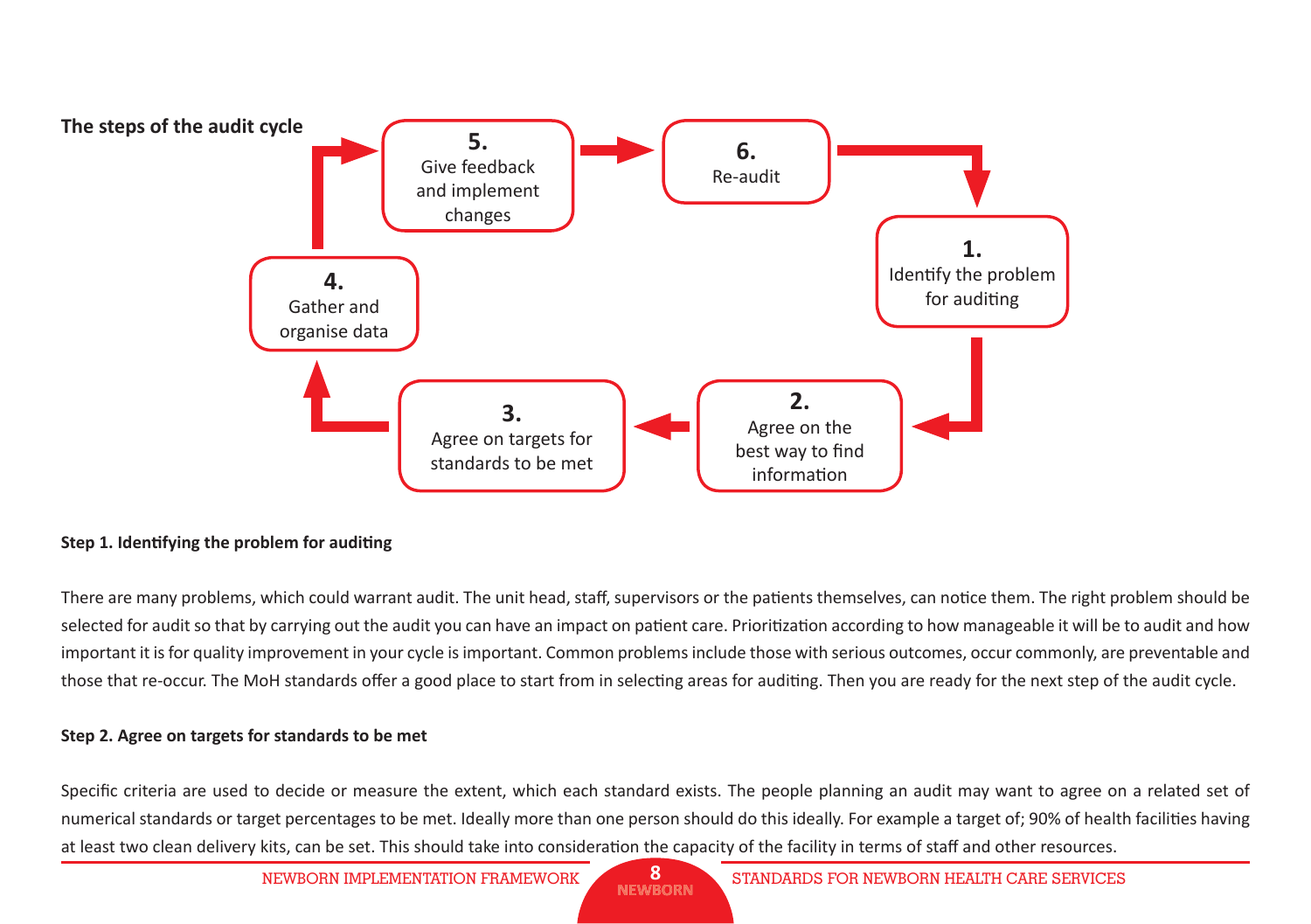**The steps of the audit cycle**

1. Identify the problem for auditing
2. Agree on the best way to find information
3. Agree on targets for standards to be met
4. Gather and organise data
5. Give feedback and implement changes
6. Re-audit

**Step 1. Identifying the problem for auditing**

There are many problems, which could warrant audit. The unit head, staff, supervisors or the patients themselves, can notice them. The right problem should be selected for audit so that by carrying out the audit you can have an impact on patient care. Prioritization according to how manageable it will be to audit and how important it is for quality improvement in your cycle is important. Common problems include those with serious outcomes, occur commonly, are preventable and those that re-occur. The MoH standards offer a good place to start from in selecting areas for auditing. Then you are ready for the next step of the audit cycle.

**Step 2. Agree on targets for standards to be met**

Specific criteria are used to decide or measure the extent, which each standard exists. The people planning an audit may want to agree on a related set of numerical standards or target percentages to be met. Ideally more than one person should do this ideally. For example a target of; 90% of health facilities having at least two clean delivery kits, can be set. This should take into consideration the capacity of the facility in terms of staff and other resources.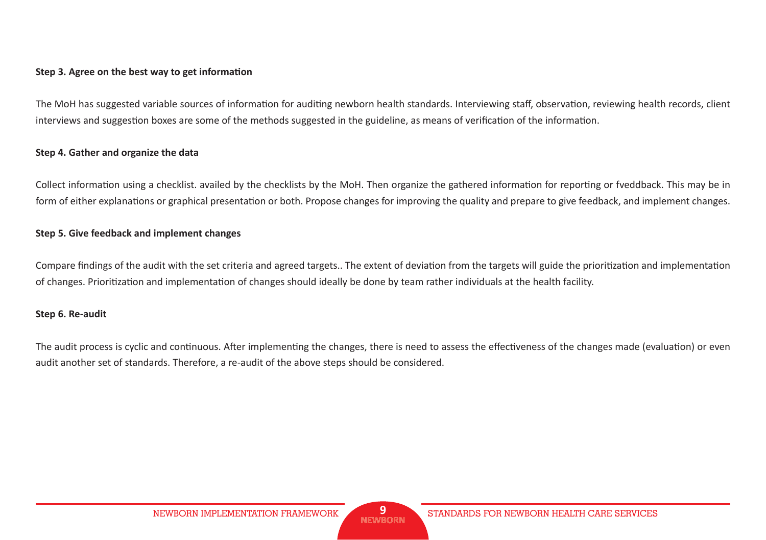**Step 3. Agree on the best way to get information**

The MoH has suggested variable sources of information for auditing newborn health standards. Interviewing staff, observation, reviewing health records, client interviews and suggestion boxes are some of the methods suggested in the guideline, as means of verification of the information.

**Step 4. Gather and organize the data**

Collect information using a checklist. availed by the checklists by the MoH. Then organize the gathered information for reporting or fveddback. This may be in form of either explanations or graphical presentation or both. Propose changes for improving the quality and prepare to give feedback, and implement changes.

**Step 5. Give feedback and implement changes**

Compare findings of the audit with the set criteria and agreed targets.. The extent of deviation from the targets will guide the prioritization and implementation of changes. Prioritization and implementation of changes should ideally be done by team rather individuals at the health facility.

**Step 6. Re-audit**

The audit process is cyclic and continuous. After implementing the changes, there is need to assess the effectiveness of the changes made (evaluation) or even audit another set of standards. Therefore, a re-audit of the above steps should be considered.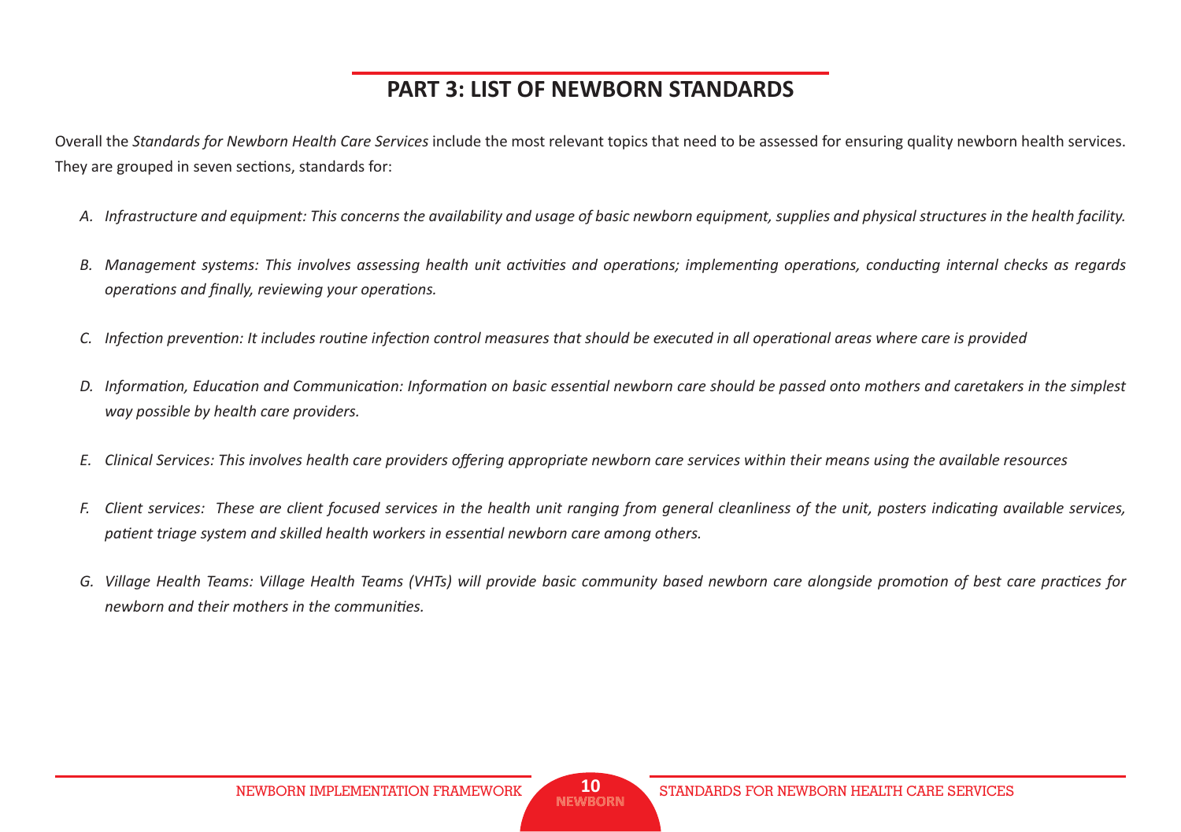# PART 3: LIST OF NEWBORN STANDARDS

Overall the *Standards for Newborn Health Care Services* include the most relevant topics that need to be assessed for ensuring quality newborn health services. They are grouped in seven sections, standards for:

A. *Infrastructure and equipment: This concerns the availability and usage of basic newborn equipment, supplies and physical structures in the health facility.*

B. *Management systems: This involves assessing health unit activities and operations; implementing operations, conducting internal checks as regards operations and finally, reviewing your operations.*

C. *Infection prevention: It includes routine infection control measures that should be executed in all operational areas where care is provided*

D. *Information, Education and Communication: Information on basic essential newborn care should be passed onto mothers and caretakers in the simplest way possible by health care providers.*

E. *Clinical Services: This involves health care providers offering appropriate newborn care services within their means using the available resources*

F. *Client services: These are client focused services in the health unit ranging from general cleanliness of the unit, posters indicating available services, patient triage system and skilled health workers in essential newborn care among others.*

G. *Village Health Teams: Village Health Teams (VHTs) will provide basic community based newborn care alongside promotion of best care practices for newborn and their mothers in the communities.*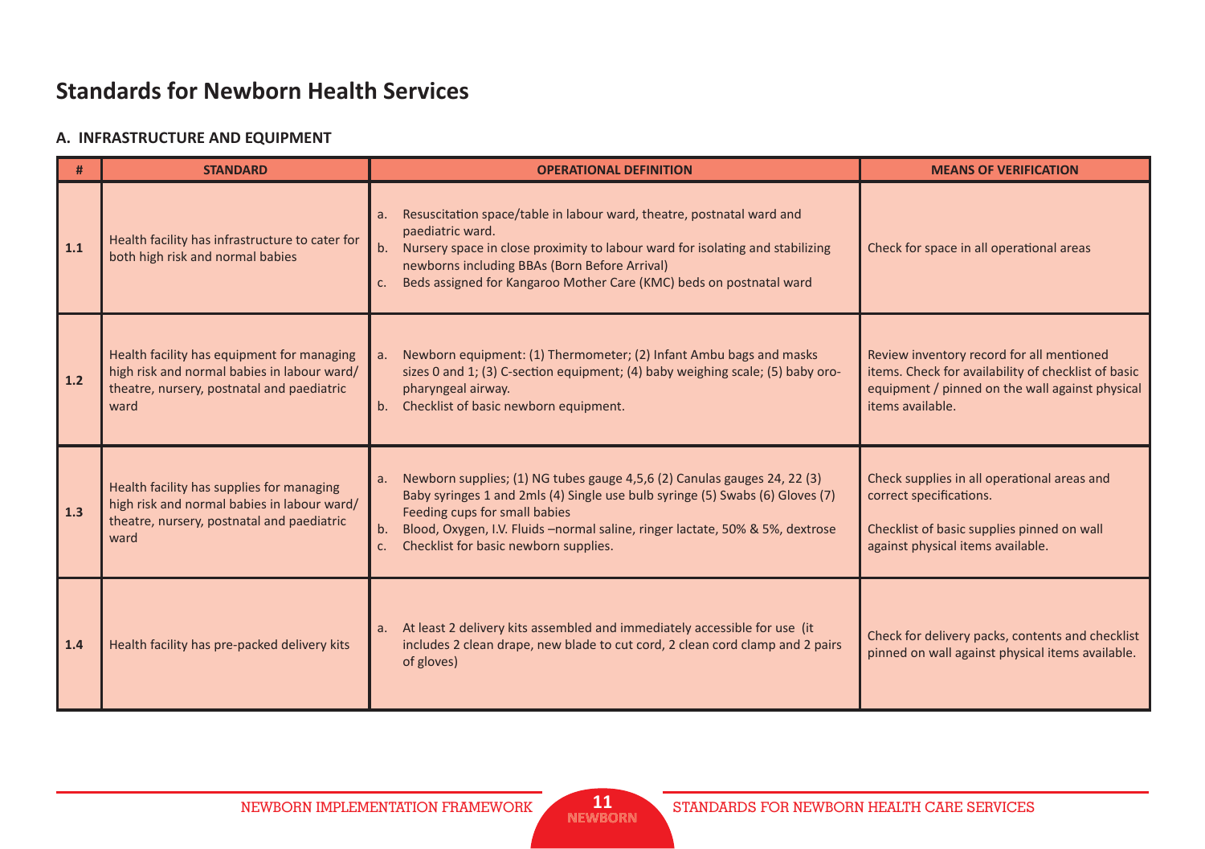# Standards for Newborn Health Services

## A. INFRASTRUCTURE AND EQUIPMENT

| # | STANDARD | OPERATIONAL DEFINITION | MEANS OF VERIFICATION |
|---|---|---|---|
| 1.1 | Health facility has infrastructure to cater for both high risk and normal babies | a. Resuscitation space/table in labour ward, theatre, postnatal ward and paediatric ward.<br>b. Nursery space in close proximity to labour ward for isolating and stabilizing newborns including BBAs (Born Before Arrival)<br>c. Beds assigned for Kangaroo Mother Care (KMC) beds on postnatal ward | Check for space in all operational areas |
| 1.2 | Health facility has equipment for managing high risk and normal babies in labour ward/ theatre, nursery, postnatal and paediatric ward | a. Newborn equipment: (1) Thermometer; (2) Infant Ambu bags and masks sizes 0 and 1; (3) C-section equipment; (4) baby weighing scale; (5) baby oro-pharyngeal airway.<br>b. Checklist of basic newborn equipment. | Review inventory record for all mentioned items. Check for availability of checklist of basic equipment / pinned on the wall against physical items available. |
| 1.3 | Health facility has supplies for managing high risk and normal babies in labour ward/ theatre, nursery, postnatal and paediatric ward | a. Newborn supplies; (1) NG tubes gauge 4,5,6 (2) Canulas gauges 24, 22 (3) Baby syringes 1 and 2mls (4) Single use bulb syringe (5) Swabs (6) Gloves (7) Feeding cups for small babies<br>b. Blood, Oxygen, I.V. Fluids –normal saline, ringer lactate, 50% & 5%, dextrose<br>c. Checklist for basic newborn supplies. | Check supplies in all operational areas and correct specifications.<br><br>Checklist of basic supplies pinned on wall against physical items available. |
| 1.4 | Health facility has pre-packed delivery kits | a. At least 2 delivery kits assembled and immediately accessible for use (it includes 2 clean drape, new blade to cut cord, 2 clean cord clamp and 2 pairs of gloves) | Check for delivery packs, contents and checklist pinned on wall against physical items available. |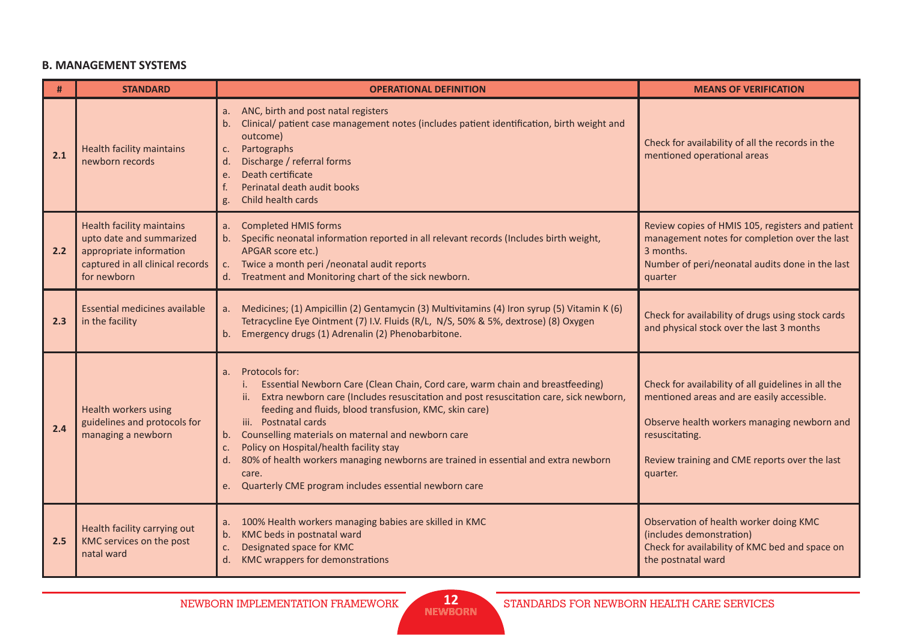### B. MANAGEMENT SYSTEMS

| # | STANDARD | OPERATIONAL DEFINITION | MEANS OF VERIFICATION |
|---|---|---|---|
| 2.1 | Health facility maintains newborn records | a. ANC, birth and post natal registers<br>b. Clinical/ patient case management notes (includes patient identification, birth weight and outcome)<br>c. Partographs<br>d. Discharge / referral forms<br>e. Death certificate<br>f. Perinatal death audit books<br>g. Child health cards | Check for availability of all the records in the mentioned operational areas |
| 2.2 | Health facility maintains upto date and summarized appropriate information captured in all clinical records for newborn | a. Completed HMIS forms<br>b. Specific neonatal information reported in all relevant records (Includes birth weight, APGAR score etc.)<br>c. Twice a month peri /neonatal audit reports<br>d. Treatment and Monitoring chart of the sick newborn. | Review copies of HMIS 105, registers and patient management notes for completion over the last 3 months.<br>Number of peri/neonatal audits done in the last quarter |
| 2.3 | Essential medicines available in the facility | a. Medicines; (1) Ampicillin (2) Gentamycin (3) Multivitamins (4) Iron syrup (5) Vitamin K (6) Tetracycline Eye Ointment (7) I.V. Fluids (R/L, N/S, 50% & 5%, dextrose) (8) Oxygen<br>b. Emergency drugs (1) Adrenalin (2) Phenobarbitone. | Check for availability of drugs using stock cards and physical stock over the last 3 months |
| 2.4 | Health workers using guidelines and protocols for managing a newborn | a. Protocols for:<br>i. Essential Newborn Care (Clean Chain, Cord care, warm chain and breastfeeding)<br>ii. Extra newborn care (Includes resuscitation and post resuscitation care, sick newborn, feeding and fluids, blood transfusion, KMC, skin care)<br>iii. Postnatal cards<br>b. Counselling materials on maternal and newborn care<br>c. Policy on Hospital/health facility stay<br>d. 80% of health workers managing newborns are trained in essential and extra newborn care.<br>e. Quarterly CME program includes essential newborn care | Check for availability of all guidelines in all the mentioned areas and are easily accessible.<br><br>Observe health workers managing newborn and resuscitating.<br><br>Review training and CME reports over the last quarter. |
| 2.5 | Health facility carrying out KMC services on the post natal ward | a. 100% Health workers managing babies are skilled in KMC<br>b. KMC beds in postnatal ward<br>c. Designated space for KMC<br>d. KMC wrappers for demonstrations | Observation of health worker doing KMC (includes demonstration)<br>Check for availability of KMC bed and space on the postnatal ward |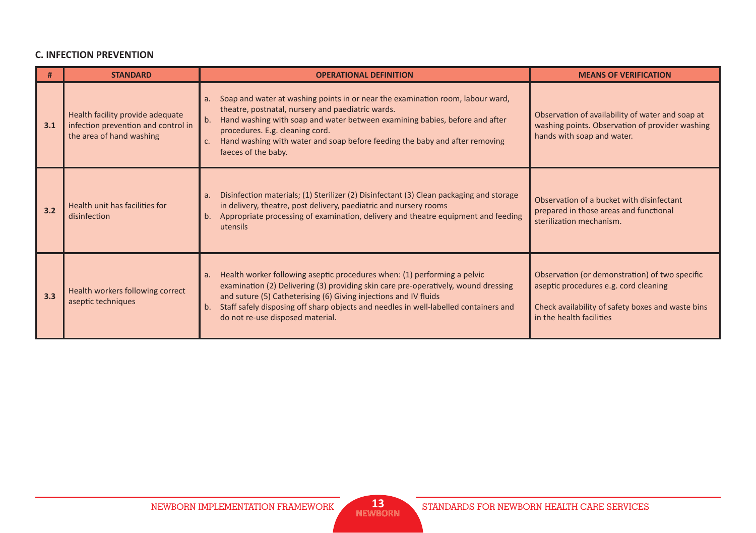### C. INFECTION PREVENTION

| # | STANDARD | OPERATIONAL DEFINITION | MEANS OF VERIFICATION |
|---|---|---|---|
| 3.1 | Health facility provide adequate infection prevention and control in the area of hand washing | a. Soap and water at washing points in or near the examination room, labour ward, theatre, postnatal, nursery and paediatric wards.<br>b. Hand washing with soap and water between examining babies, before and after procedures. E.g. cleaning cord.<br>c. Hand washing with water and soap before feeding the baby and after removing faeces of the baby. | Observation of availability of water and soap at washing points. Observation of provider washing hands with soap and water. |
| 3.2 | Health unit has facilities for disinfection | a. Disinfection materials; (1) Sterilizer (2) Disinfectant (3) Clean packaging and storage in delivery, theatre, post delivery, paediatric and nursery rooms<br>b. Appropriate processing of examination, delivery and theatre equipment and feeding utensils | Observation of a bucket with disinfectant prepared in those areas and functional sterilization mechanism. |
| 3.3 | Health workers following correct aseptic techniques | a. Health worker following aseptic procedures when: (1) performing a pelvic examination (2) Delivering (3) providing skin care pre-operatively, wound dressing and suture (5) Catheterising (6) Giving injections and IV fluids<br>b. Staff safely disposing off sharp objects and needles in well-labelled containers and do not re-use disposed material. | Observation (or demonstration) of two specific aseptic procedures e.g. cord cleaning<br><br>Check availability of safety boxes and waste bins in the health facilities |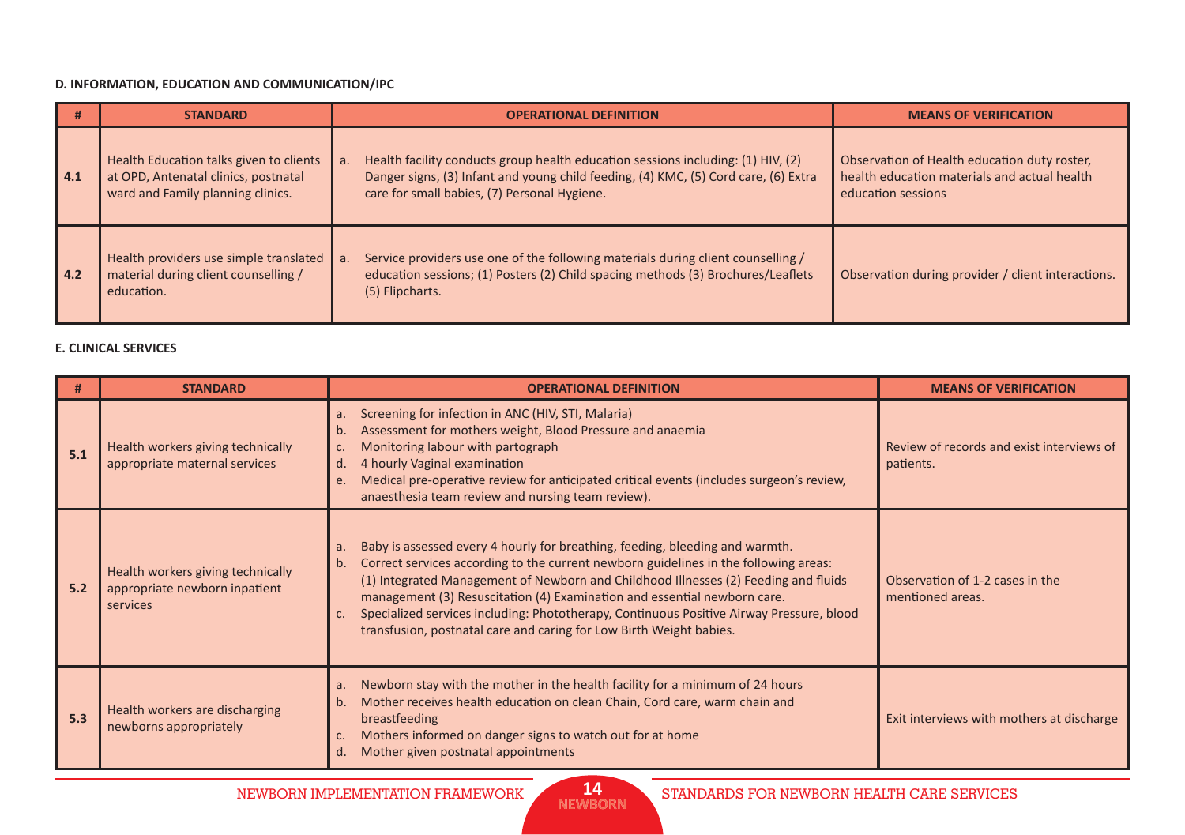**D. INFORMATION, EDUCATION AND COMMUNICATION/IPC**

| # | STANDARD | OPERATIONAL DEFINITION | MEANS OF VERIFICATION |
|---|---|---|---|
| 4.1 | Health Education talks given to clients at OPD, Antenatal clinics, postnatal ward and Family planning clinics. | a. Health facility conducts group health education sessions including: (1) HIV, (2) Danger signs, (3) Infant and young child feeding, (4) KMC, (5) Cord care, (6) Extra care for small babies, (7) Personal Hygiene. | Observation of Health education duty roster, health education materials and actual health education sessions |
| 4.2 | Health providers use simple translated material during client counselling / education. | a. Service providers use one of the following materials during client counselling / education sessions; (1) Posters (2) Child spacing methods (3) Brochures/Leaflets (5) Flipcharts. | Observation during provider / client interactions. |

**E. CLINICAL SERVICES**

| # | STANDARD | OPERATIONAL DEFINITION | MEANS OF VERIFICATION |
|---|---|---|---|
| 5.1 | Health workers giving technically appropriate maternal services | a. Screening for infection in ANC (HIV, STI, Malaria)<br>b. Assessment for mothers weight, Blood Pressure and anaemia<br>c. Monitoring labour with partograph<br>d. 4 hourly Vaginal examination<br>e. Medical pre-operative review for anticipated critical events (includes surgeon's review, anaesthesia team review and nursing team review). | Review of records and exist interviews of patients. |
| 5.2 | Health workers giving technically appropriate newborn inpatient services | a. Baby is assessed every 4 hourly for breathing, feeding, bleeding and warmth.<br>b. Correct services according to the current newborn guidelines in the following areas: (1) Integrated Management of Newborn and Childhood Illnesses (2) Feeding and fluids management (3) Resuscitation (4) Examination and essential newborn care.<br>c. Specialized services including: Phototherapy, Continuous Positive Airway Pressure, blood transfusion, postnatal care and caring for Low Birth Weight babies. | Observation of 1-2 cases in the mentioned areas. |
| 5.3 | Health workers are discharging newborns appropriately | a. Newborn stay with the mother in the health facility for a minimum of 24 hours<br>b. Mother receives health education on clean Chain, Cord care, warm chain and breastfeeding<br>c. Mothers informed on danger signs to watch out for at home<br>d. Mother given postnatal appointments | Exit interviews with mothers at discharge |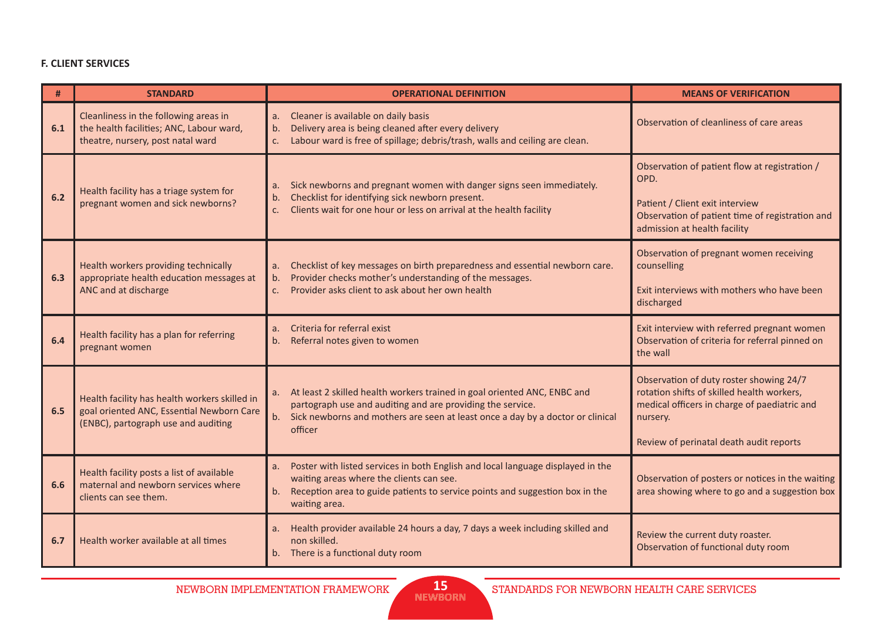**F. CLIENT SERVICES**

| # | STANDARD | OPERATIONAL DEFINITION | MEANS OF VERIFICATION |
|---|---|---|---|
| 6.1 | Cleanliness in the following areas in the health facilities; ANC, Labour ward, theatre, nursery, post natal ward | a. Cleaner is available on daily basis<br>b. Delivery area is being cleaned after every delivery<br>c. Labour ward is free of spillage; debris/trash, walls and ceiling are clean. | Observation of cleanliness of care areas |
| 6.2 | Health facility has a triage system for pregnant women and sick newborns? | a. Sick newborns and pregnant women with danger signs seen immediately.<br>b. Checklist for identifying sick newborn present.<br>c. Clients wait for one hour or less on arrival at the health facility | Observation of patient flow at registration / OPD.<br><br>Patient / Client exit interview<br>Observation of patient time of registration and admission at health facility |
| 6.3 | Health workers providing technically appropriate health education messages at ANC and at discharge | a. Checklist of key messages on birth preparedness and essential newborn care.<br>b. Provider checks mother's understanding of the messages.<br>c. Provider asks client to ask about her own health | Observation of pregnant women receiving counselling<br><br>Exit interviews with mothers who have been discharged |
| 6.4 | Health facility has a plan for referring pregnant women | a. Criteria for referral exist<br>b. Referral notes given to women | Exit interview with referred pregnant women<br>Observation of criteria for referral pinned on the wall |
| 6.5 | Health facility has health workers skilled in goal oriented ANC, Essential Newborn Care (ENBC), partograph use and auditing | a. At least 2 skilled health workers trained in goal oriented ANC, ENBC and partograph use and auditing and are providing the service.<br>b. Sick newborns and mothers are seen at least once a day by a doctor or clinical officer | Observation of duty roster showing 24/7 rotation shifts of skilled health workers, medical officers in charge of paediatric and nursery.<br><br>Review of perinatal death audit reports |
| 6.6 | Health facility posts a list of available maternal and newborn services where clients can see them. | a. Poster with listed services in both English and local language displayed in the waiting areas where the clients can see.<br>b. Reception area to guide patients to service points and suggestion box in the waiting area. | Observation of posters or notices in the waiting area showing where to go and a suggestion box |
| 6.7 | Health worker available at all times | a. Health provider available 24 hours a day, 7 days a week including skilled and non skilled.<br>b. There is a functional duty room | Review the current duty roaster.<br>Observation of functional duty room |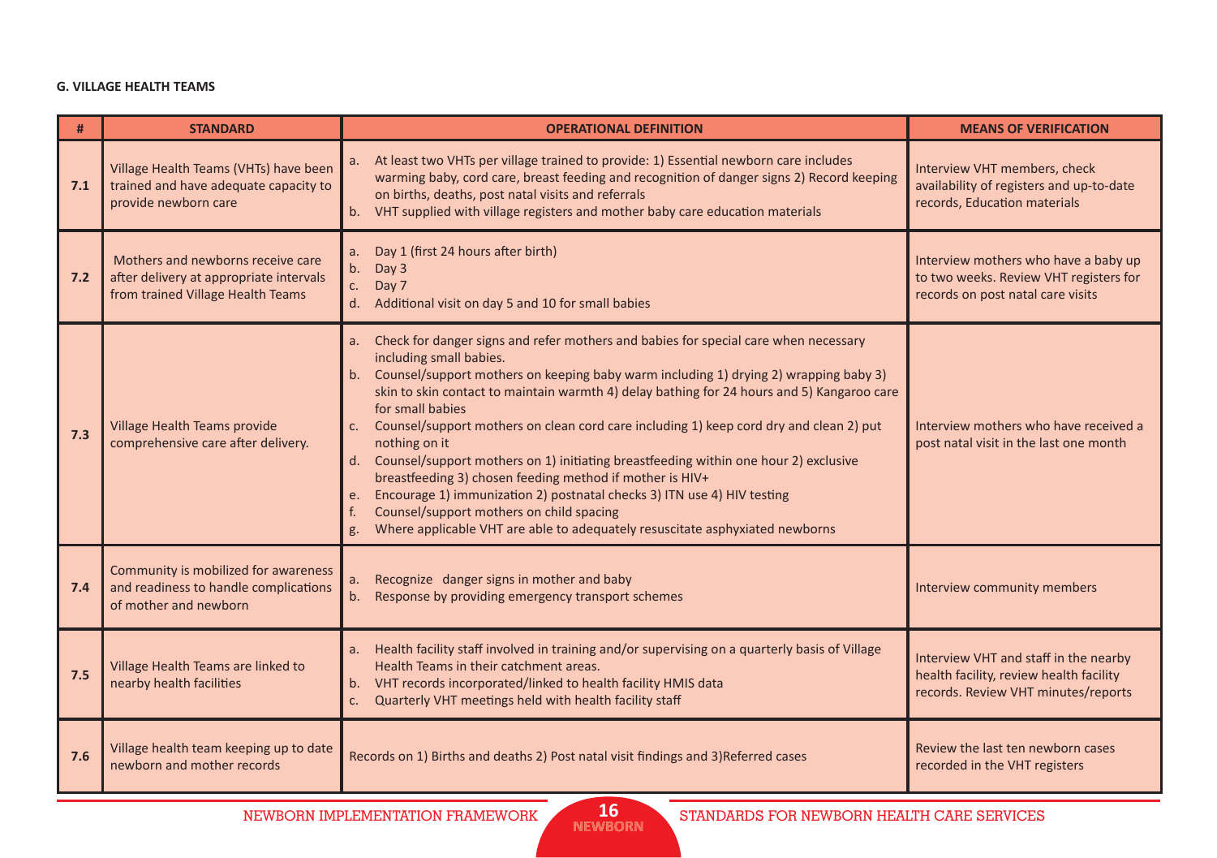**G. VILLAGE HEALTH TEAMS**

| # | STANDARD | OPERATIONAL DEFINITION | MEANS OF VERIFICATION |
|---|---|---|---|
| 7.1 | Village Health Teams (VHTs) have been trained and have adequate capacity to provide newborn care | a. At least two VHTs per village trained to provide: 1) Essential newborn care includes warming baby, cord care, breast feeding and recognition of danger signs 2) Record keeping on births, deaths, post natal visits and referrals<br>b. VHT supplied with village registers and mother baby care education materials | Interview VHT members, check availability of registers and up-to-date records, Education materials |
| 7.2 | Mothers and newborns receive care after delivery at appropriate intervals from trained Village Health Teams | a. Day 1 (first 24 hours after birth)<br>b. Day 3<br>c. Day 7<br>d. Additional visit on day 5 and 10 for small babies | Interview mothers who have a baby up to two weeks. Review VHT registers for records on post natal care visits |
| 7.3 | Village Health Teams provide comprehensive care after delivery. | a. Check for danger signs and refer mothers and babies for special care when necessary including small babies.<br>b. Counsel/support mothers on keeping baby warm including 1) drying 2) wrapping baby 3) skin to skin contact to maintain warmth 4) delay bathing for 24 hours and 5) Kangaroo care for small babies<br>c. Counsel/support mothers on clean cord care including 1) keep cord dry and clean 2) put nothing on it<br>d. Counsel/support mothers on 1) initiating breastfeeding within one hour 2) exclusive breastfeeding 3) chosen feeding method if mother is HIV+<br>e. Encourage 1) immunization 2) postnatal checks 3) ITN use 4) HIV testing<br>f. Counsel/support mothers on child spacing<br>g. Where applicable VHT are able to adequately resuscitate asphyxiated newborns | Interview mothers who have received a post natal visit in the last one month |
| 7.4 | Community is mobilized for awareness and readiness to handle complications of mother and newborn | a. Recognize danger signs in mother and baby<br>b. Response by providing emergency transport schemes | Interview community members |
| 7.5 | Village Health Teams are linked to nearby health facilities | a. Health facility staff involved in training and/or supervising on a quarterly basis of Village Health Teams in their catchment areas.<br>b. VHT records incorporated/linked to health facility HMIS data<br>c. Quarterly VHT meetings held with health facility staff | Interview VHT and staff in the nearby health facility, review health facility records. Review VHT minutes/reports |
| 7.6 | Village health team keeping up to date newborn and mother records | Records on 1) Births and deaths 2) Post natal visit findings and 3)Referred cases | Review the last ten newborn cases recorded in the VHT registers |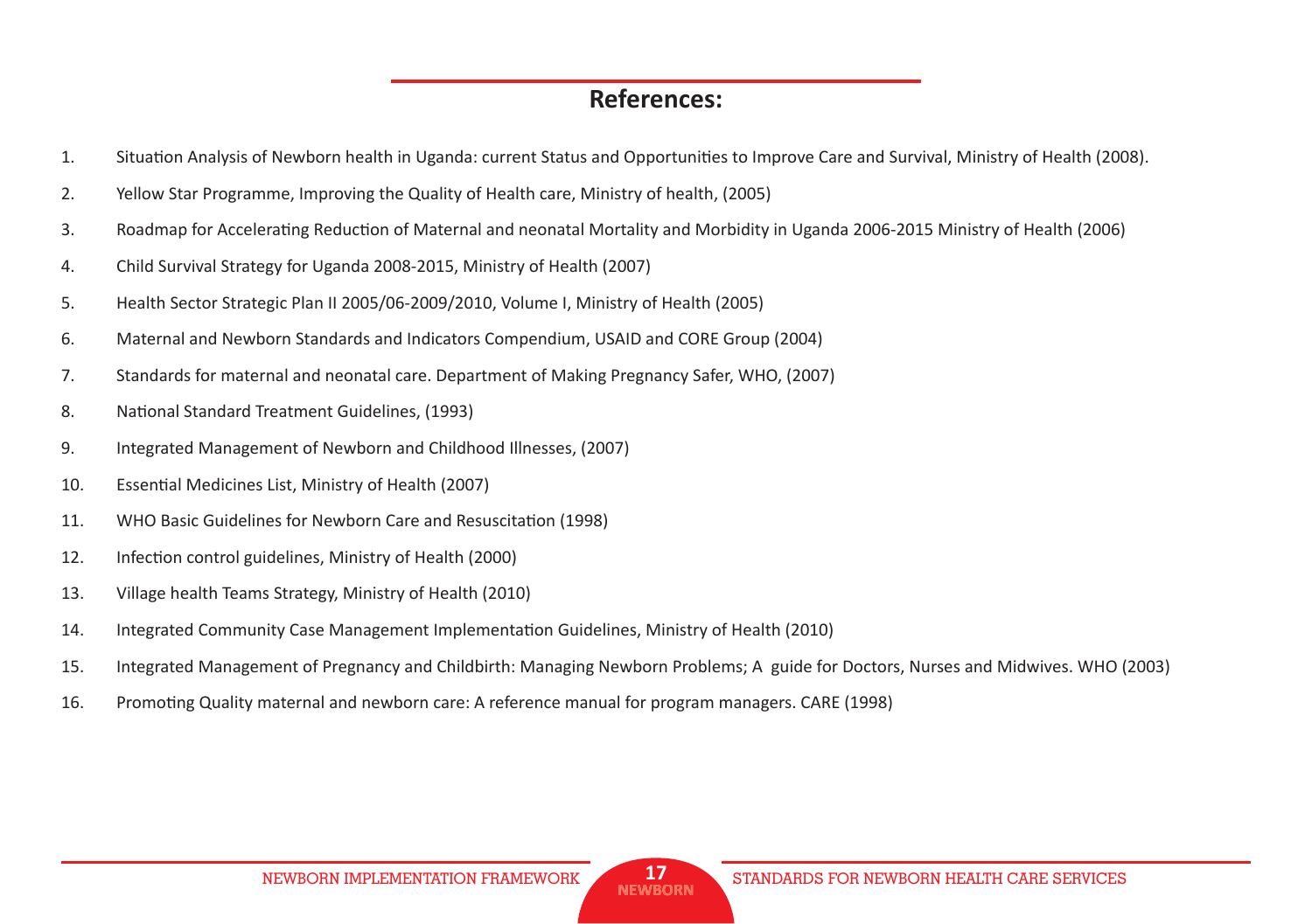## References:

1. Situation Analysis of Newborn health in Uganda: current Status and Opportunities to Improve Care and Survival, Ministry of Health (2008).
2. Yellow Star Programme, Improving the Quality of Health care, Ministry of health, (2005)
3. Roadmap for Accelerating Reduction of Maternal and neonatal Mortality and Morbidity in Uganda 2006-2015 Ministry of Health (2006)
4. Child Survival Strategy for Uganda 2008-2015, Ministry of Health (2007)
5. Health Sector Strategic Plan II 2005/06-2009/2010, Volume I, Ministry of Health (2005)
6. Maternal and Newborn Standards and Indicators Compendium, USAID and CORE Group (2004)
7. Standards for maternal and neonatal care. Department of Making Pregnancy Safer, WHO, (2007)
8. National Standard Treatment Guidelines, (1993)
9. Integrated Management of Newborn and Childhood Illnesses, (2007)
10. Essential Medicines List, Ministry of Health (2007)
11. WHO Basic Guidelines for Newborn Care and Resuscitation (1998)
12. Infection control guidelines, Ministry of Health (2000)
13. Village health Teams Strategy, Ministry of Health (2010)
14. Integrated Community Case Management Implementation Guidelines, Ministry of Health (2010)
15. Integrated Management of Pregnancy and Childbirth: Managing Newborn Problems; A guide for Doctors, Nurses and Midwives. WHO (2003)
16. Promoting Quality maternal and newborn care: A reference manual for program managers. CARE (1998)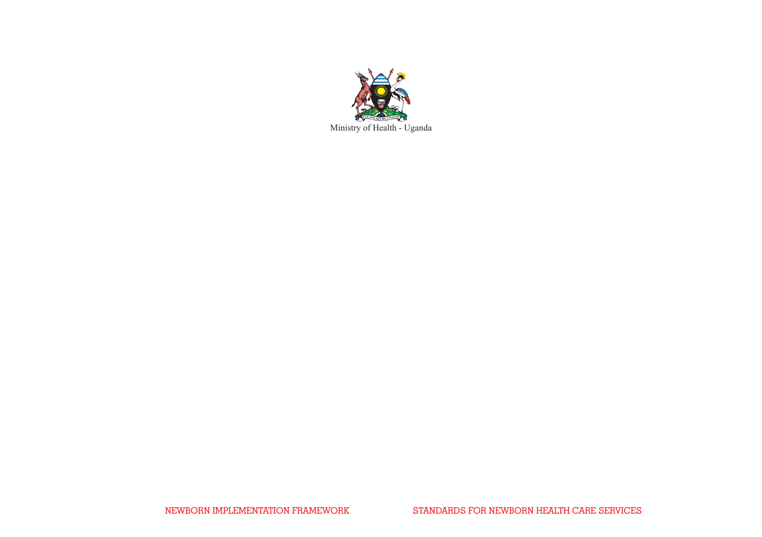Ministry of Health - Uganda

NEWBORN IMPLEMENTATION FRAMEWORK

STANDARDS FOR NEWBORN HEALTH CARE SERVICES